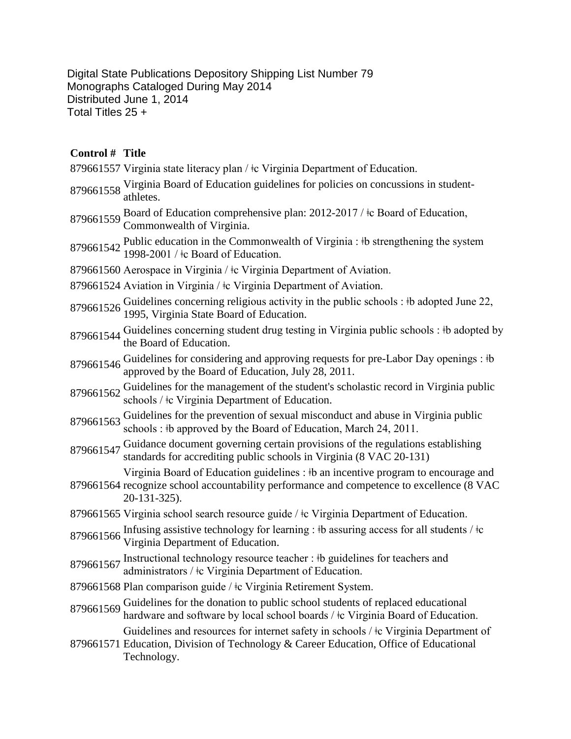Digital State Publications Depository Shipping List Number 79
Monographs Cataloged During May 2014
Distributed June 1, 2014
Total Titles 25 +

| Control # | Title |
|---|---|
| 879661557 | Virginia state literacy plan / ǂc Virginia Department of Education. |
| 879661558 | Virginia Board of Education guidelines for policies on concussions in student-athletes. |
| 879661559 | Board of Education comprehensive plan: 2012-2017 / ǂc Board of Education, Commonwealth of Virginia. |
| 879661542 | Public education in the Commonwealth of Virginia : ǂb strengthening the system 1998-2001 / ǂc Board of Education. |
| 879661560 | Aerospace in Virginia / ǂc Virginia Department of Aviation. |
| 879661524 | Aviation in Virginia / ǂc Virginia Department of Aviation. |
| 879661526 | Guidelines concerning religious activity in the public schools : ǂb adopted June 22, 1995, Virginia State Board of Education. |
| 879661544 | Guidelines concerning student drug testing in Virginia public schools : ǂb adopted by the Board of Education. |
| 879661546 | Guidelines for considering and approving requests for pre-Labor Day openings : ǂb approved by the Board of Education, July 28, 2011. |
| 879661562 | Guidelines for the management of the student's scholastic record in Virginia public schools / ǂc Virginia Department of Education. |
| 879661563 | Guidelines for the prevention of sexual misconduct and abuse in Virginia public schools : ǂb approved by the Board of Education, March 24, 2011. |
| 879661547 | Guidance document governing certain provisions of the regulations establishing standards for accrediting public schools in Virginia (8 VAC 20-131) |
| 879661564 | Virginia Board of Education guidelines : ǂb an incentive program to encourage and recognize school accountability performance and competence to excellence (8 VAC 20-131-325). |
| 879661565 | Virginia school search resource guide / ǂc Virginia Department of Education. |
| 879661566 | Infusing assistive technology for learning : ǂb assuring access for all students / ǂc Virginia Department of Education. |
| 879661567 | Instructional technology resource teacher : ǂb guidelines for teachers and administrators / ǂc Virginia Department of Education. |
| 879661568 | Plan comparison guide / ǂc Virginia Retirement System. |
| 879661569 | Guidelines for the donation to public school students of replaced educational hardware and software by local school boards / ǂc Virginia Board of Education. |
| 879661571 | Guidelines and resources for internet safety in schools / ǂc Virginia Department of Education, Division of Technology & Career Education, Office of Educational Technology. |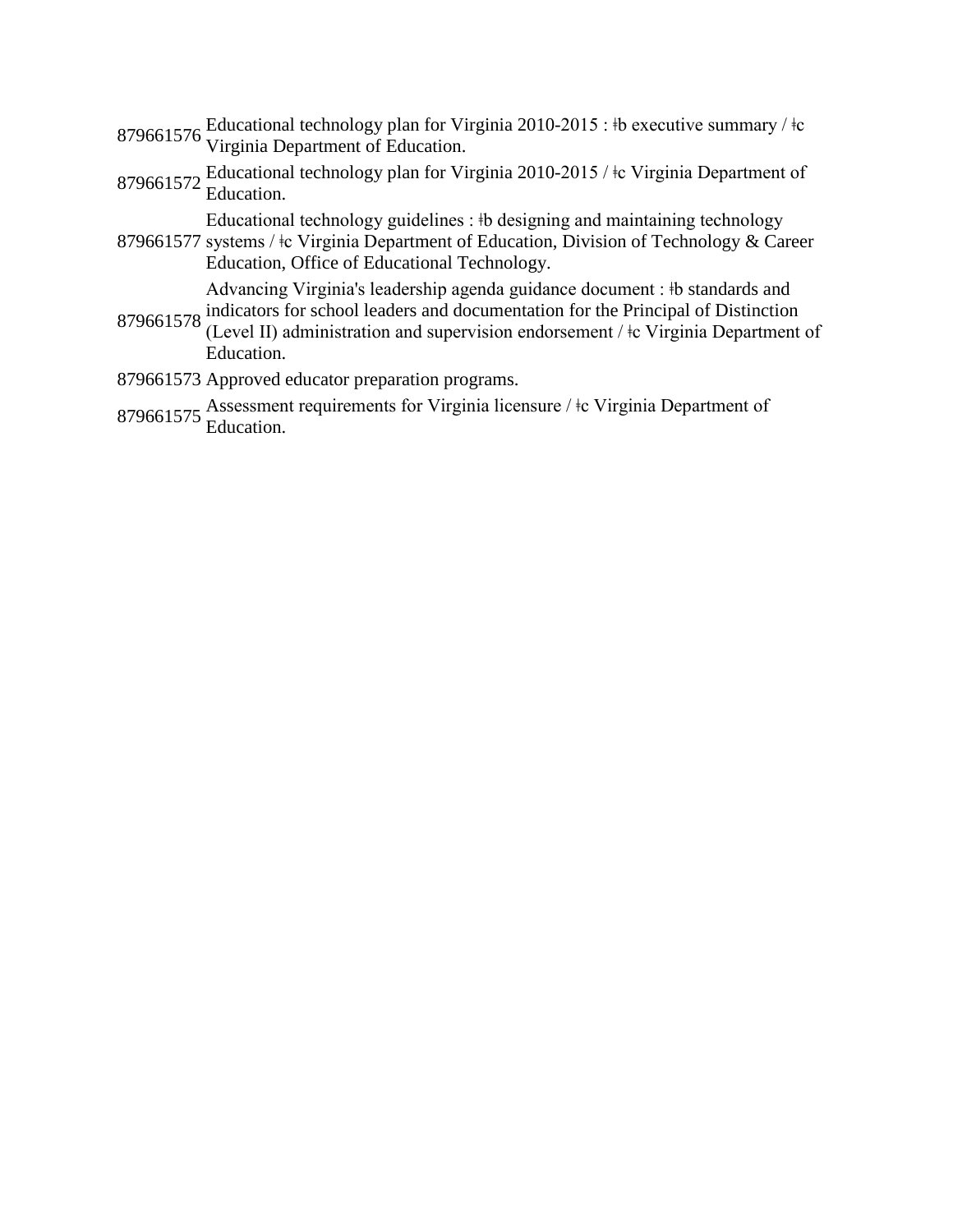| | |
|---|---|
| 879661576 | Educational technology plan for Virginia 2010-2015 : ǂb executive summary / ǂc Virginia Department of Education. |
| 879661572 | Educational technology plan for Virginia 2010-2015 / ǂc Virginia Department of Education. |
| 879661577 | Educational technology guidelines : ǂb designing and maintaining technology systems / ǂc Virginia Department of Education, Division of Technology & Career Education, Office of Educational Technology. |
| 879661578 | Advancing Virginia's leadership agenda guidance document : ǂb standards and indicators for school leaders and documentation for the Principal of Distinction (Level II) administration and supervision endorsement / ǂc Virginia Department of Education. |
| 879661573 | Approved educator preparation programs. |
| 879661575 | Assessment requirements for Virginia licensure / ǂc Virginia Department of Education. |